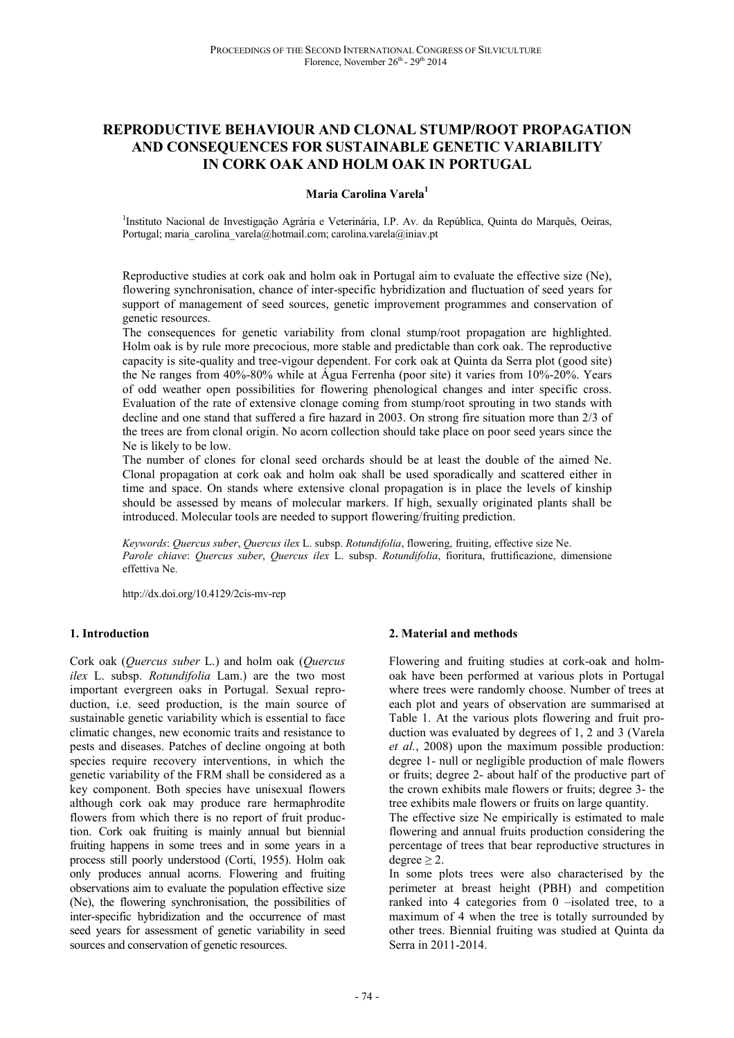# REPRODUCTIVE BEHAVIOUR AND CLONAL STUMP/ROOT PROPAGATION AND CONSEQUENCES FOR SUSTAINABLE GENETIC VARIABILITY IN CORK OAK AND HOLM OAK IN PORTUGAL

**Maria Carolina Varela**[1]

[1]Instituto Nacional de Investigação Agrária e Veterinária, I.P. Av. da República, Quinta do Marquês, Oeiras, Portugal; maria_carolina_varela@hotmail.com; carolina.varela@iniav.pt

Reproductive studies at cork oak and holm oak in Portugal aim to evaluate the effective size (Ne), flowering synchronisation, chance of inter-specific hybridization and fluctuation of seed years for support of management of seed sources, genetic improvement programmes and conservation of genetic resources.

The consequences for genetic variability from clonal stump/root propagation are highlighted. Holm oak is by rule more precocious, more stable and predictable than cork oak. The reproductive capacity is site-quality and tree-vigour dependent. For cork oak at Quinta da Serra plot (good site) the Ne ranges from 40%-80% while at Água Ferrenha (poor site) it varies from 10%-20%. Years of odd weather open possibilities for flowering phenological changes and inter specific cross. Evaluation of the rate of extensive clonage coming from stump/root sprouting in two stands with decline and one stand that suffered a fire hazard in 2003. On strong fire situation more than 2/3 of the trees are from clonal origin. No acorn collection should take place on poor seed years since the Ne is likely to be low.

The number of clones for clonal seed orchards should be at least the double of the aimed Ne. Clonal propagation at cork oak and holm oak shall be used sporadically and scattered either in time and space. On stands where extensive clonal propagation is in place the levels of kinship should be assessed by means of molecular markers. If high, sexually originated plants shall be introduced. Molecular tools are needed to support flowering/fruiting prediction.

*Keywords*: *Quercus suber*, *Quercus ilex* L. subsp. *Rotundifolia*, flowering, fruiting, effective size Ne.
*Parole chiave*: *Quercus suber*, *Quercus ilex* L. subsp. *Rotundifolia*, fioritura, fruttificazione, dimensione effettiva Ne.

http://dx.doi.org/10.4129/2cis-mv-rep

## 1. Introduction

Cork oak (*Quercus suber* L.) and holm oak (*Quercus ilex* L. subsp. *Rotundifolia* Lam.) are the two most important evergreen oaks in Portugal. Sexual reproduction, i.e. seed production, is the main source of sustainable genetic variability which is essential to face climatic changes, new economic traits and resistance to pests and diseases. Patches of decline ongoing at both species require recovery interventions, in which the genetic variability of the FRM shall be considered as a key component. Both species have unisexual flowers although cork oak may produce rare hermaphrodite flowers from which there is no report of fruit production. Cork oak fruiting is mainly annual but biennial fruiting happens in some trees and in some years in a process still poorly understood (Corti, 1955). Holm oak only produces annual acorns. Flowering and fruiting observations aim to evaluate the population effective size (Ne), the flowering synchronisation, the possibilities of inter-specific hybridization and the occurrence of mast seed years for assessment of genetic variability in seed sources and conservation of genetic resources.

## 2. Material and methods

Flowering and fruiting studies at cork-oak and holm-oak have been performed at various plots in Portugal where trees were randomly choose. Number of trees at each plot and years of observation are summarised at Table 1. At the various plots flowering and fruit production was evaluated by degrees of 1, 2 and 3 (Varela *et al.*, 2008) upon the maximum possible production: degree 1- null or negligible production of male flowers or fruits; degree 2- about half of the productive part of the crown exhibits male flowers or fruits; degree 3- the tree exhibits male flowers or fruits on large quantity.

The effective size Ne empirically is estimated to male flowering and annual fruits production considering the percentage of trees that bear reproductive structures in degree $\geq 2$.

In some plots trees were also characterised by the perimeter at breast height (PBH) and competition ranked into 4 categories from 0 –isolated tree, to a maximum of 4 when the tree is totally surrounded by other trees. Biennial fruiting was studied at Quinta da Serra in 2011-2014.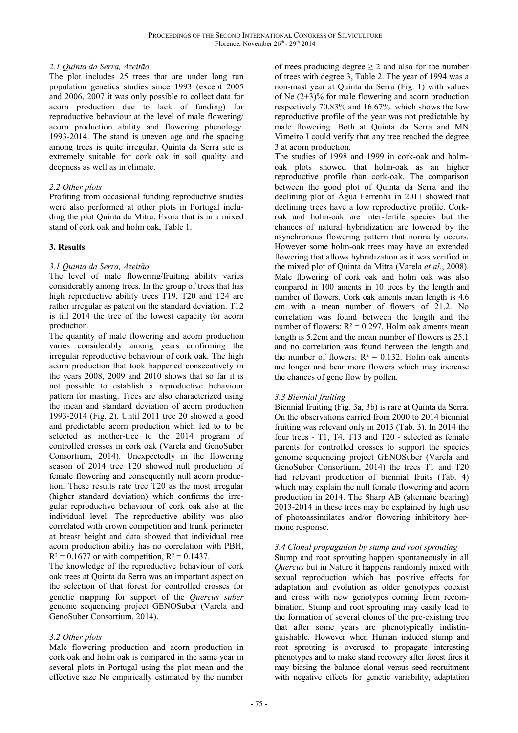### *2.1 Quinta da Serra, Azeitão*

The plot includes 25 trees that are under long run population genetics studies since 1993 (except 2005 and 2006, 2007 it was only possible to collect data for acorn production due to lack of funding) for reproductive behaviour at the level of male flowering/ acorn production ability and flowering phenology. 1993-2014. The stand is uneven age and the spacing among trees is quite irregular. Quinta da Serra site is extremely suitable for cork oak in soil quality and deepness as well as in climate.

### *2.2 Other plots*

Profiting from occasional funding reproductive studies were also performed at other plots in Portugal including the plot Quinta da Mitra, Évora that is in a mixed stand of cork oak and holm oak, Table 1.

## 3. Results

### *3.1 Quinta da Serra, Azeitão*

The level of male flowering/fruiting ability varies considerably among trees. In the group of trees that has high reproductive ability trees T19, T20 and T24 are rather irregular as patent on the standard deviation. T12 is till 2014 the tree of the lowest capacity for acorn production.

The quantity of male flowering and acorn production varies considerably among years confirming the irregular reproductive behaviour of cork oak. The high acorn production that took happened consecutively in the years 2008, 2009 and 2010 shows that so far it is not possible to establish a reproductive behaviour pattern for masting. Trees are also characterized using the mean and standard deviation of acorn production 1993-2014 (Fig. 2). Until 2011 tree 20 showed a good and predictable acorn production which led to to be selected as mother-tree to the 2014 program of controlled crosses in cork oak (Varela and GenoSuber Consortium, 2014). Unexpectedly in the flowering season of 2014 tree T20 showed null production of female flowering and consequently null acorn production. These results rate tree T20 as the most irregular (higher standard deviation) which confirms the irregular reproductive behaviour of cork oak also at the individual level. The reproductive ability was also correlated with crown competition and trunk perimeter at breast height and data showed that individual tree acorn production ability has no correlation with PBH, $R^2 = 0.1677$ or with competition, $R^2 = 0.1437$.

The knowledge of the reproductive behaviour of cork oak trees at Quinta da Serra was an important aspect on the selection of that forest for controlled crosses for genetic mapping for support of the *Quercus suber* genome sequencing project GENOSuber (Varela and GenoSuber Consortium, 2014).

### *3.2 Other plots*

Male flowering production and acorn production in cork oak and holm oak is compared in the same year in several plots in Portugal using the plot mean and the effective size Ne empirically estimated by the number of trees producing degree $\geq 2$ and also for the number of trees with degree 3, Table 2. The year of 1994 was a non-mast year at Quinta da Serra (Fig. 1) with values of Ne (2+3)% for male flowering and acorn production respectively 70.83% and 16.67%. which shows the low reproductive profile of the year was not predictable by male flowering. Both at Quinta da Serra and MN Vimeiro I could verify that any tree reached the degree 3 at acorn production.

The studies of 1998 and 1999 in cork-oak and holm-oak plots showed that holm-oak as an higher reproductive profile than cork-oak. The comparison between the good plot of Quinta da Serra and the declining plot of Água Ferrenha in 2011 showed that declining trees have a low reproductive profile. Cork-oak and holm-oak are inter-fertile species but the chances of natural hybridization are lowered by the asynchronous flowering pattern that normally occurs. However some holm-oak trees may have an extended flowering that allows hybridization as it was verified in the mixed plot of Quinta da Mitra (Varela *et al*., 2008). Male flowering of cork oak and holm oak was also compared in 100 aments in 10 trees by the length and number of flowers. Cork oak aments mean length is 4.6 cm with a mean number of flowers of 21.2. No correlation was found between the length and the number of flowers: $R^2 = 0.297$. Holm oak aments mean length is 5.2cm and the mean number of flowers is 25.1 and no correlation was found between the length and the number of flowers: $R^2 = 0.132$. Holm oak aments are longer and bear more flowers which may increase the chances of gene flow by pollen.

### *3.3 Biennial fruiting*

Biennial fruiting (Fig. 3a, 3b) is rare at Quinta da Serra. On the observations carried from 2000 to 2014 biennial fruiting was relevant only in 2013 (Tab. 3). In 2014 the four trees - T1, T4, T13 and T20 - selected as female parents for controlled crosses to support the species genome sequencing project GENOSuber (Varela and GenoSuber Consortium, 2014) the trees T1 and T20 had relevant production of biennial fruits (Tab. 4) which may explain the null female flowering and acorn production in 2014. The Sharp AB (alternate bearing) 2013-2014 in these trees may be explained by high use of photoassimilates and/or flowering inhibitory hormone response.

### *3.4 Clonal propagation by stump and root sprouting*

Stump and root sprouting happen spontaneously in all *Quercus* but in Nature it happens randomly mixed with sexual reproduction which has positive effects for adaptation and evolution as older genotypes coexist and cross with new genotypes coming from recombination. Stump and root sprouting may easily lead to the formation of several clones of the pre-existing tree that after some years are phenotypically indistinguishable. However when Human induced stump and root sprouting is overused to propagate interesting phenotypes and to make stand recovery after forest fires it may biasing the balance clonal versus seed recruitment with negative effects for genetic variability, adaptation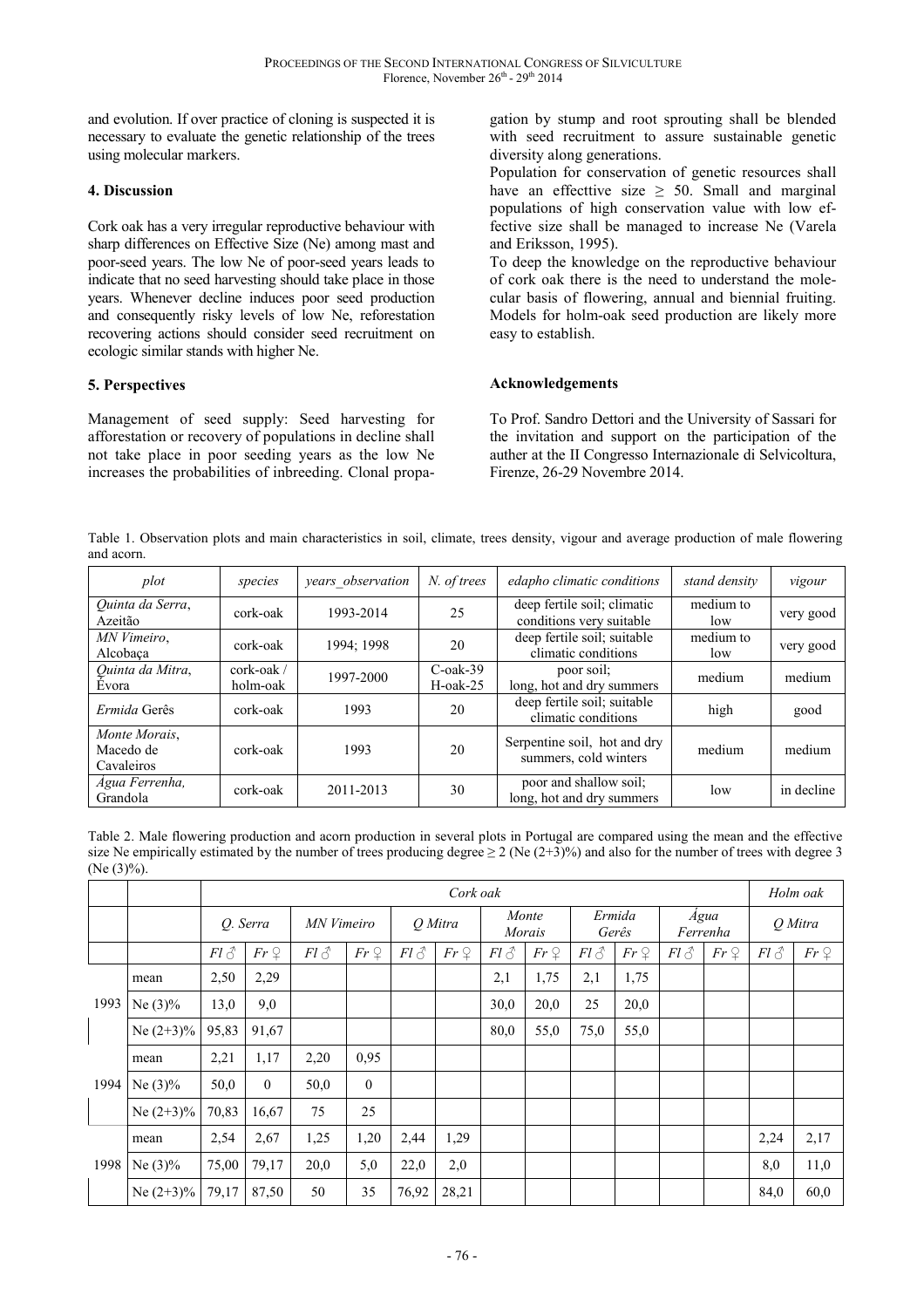and evolution. If over practice of cloning is suspected it is necessary to evaluate the genetic relationship of the trees using molecular markers.

## 4. Discussion

Cork oak has a very irregular reproductive behaviour with sharp differences on Effective Size (Ne) among mast and poor-seed years. The low Ne of poor-seed years leads to indicate that no seed harvesting should take place in those years. Whenever decline induces poor seed production and consequently risky levels of low Ne, reforestation recovering actions should consider seed recruitment on ecologic similar stands with higher Ne.

## 5. Perspectives

Management of seed supply: Seed harvesting for afforestation or recovery of populations in decline shall not take place in poor seeding years as the low Ne increases the probabilities of inbreeding. Clonal propagation by stump and root sprouting shall be blended with seed recruitment to assure sustainable genetic diversity along generations.

Population for conservation of genetic resources shall have an effecttive size $\geq$ 50. Small and marginal populations of high conservation value with low effective size shall be managed to increase Ne (Varela and Eriksson, 1995).

To deep the knowledge on the reproductive behaviour of cork oak there is the need to understand the molecular basis of flowering, annual and biennial fruiting. Models for holm-oak seed production are likely more easy to establish.

## Acknowledgements

To Prof. Sandro Dettori and the University of Sassari for the invitation and support on the participation of the auther at the II Congresso Internazionale di Selvicoltura, Firenze, 26-29 Novembre 2014.

Table 1. Observation plots and main characteristics in soil, climate, trees density, vigour and average production of male flowering and acorn.

| *plot* | *species* | *years_observation* | *N. of trees* | *edapho climatic conditions* | *stand density* | *vigour* |
|---|---|---|---|---|---|---|
| *Quinta da Serra*, Azeitão | cork-oak | 1993-2014 | 25 | deep fertile soil; climatic conditions very suitable | medium to low | very good |
| *MN Vimeiro*, Alcobaça | cork-oak | 1994; 1998 | 20 | deep fertile soil; suitable climatic conditions | medium to low | very good |
| *Quinta da Mitra*, Évora | cork-oak / holm-oak | 1997-2000 | C-oak-39 H-oak-25 | poor soil; long, hot and dry summers | medium | medium |
| *Ermida* Gerês | cork-oak | 1993 | 20 | deep fertile soil; suitable climatic conditions | high | good |
| *Monte Morais*, Macedo de Cavaleiros | cork-oak | 1993 | 20 | Serpentine soil, hot and dry summers, cold winters | medium | medium |
| *Água Ferrenha*, Grandola | cork-oak | 2011-2013 | 30 | poor and shallow soil; long, hot and dry summers | low | in decline |

Table 2. Male flowering production and acorn production in several plots in Portugal are compared using the mean and the effective size Ne empirically estimated by the number of trees producing degree ≥ 2 (Ne (2+3)%) and also for the number of trees with degree 3 (Ne (3)%).

| | | Cork oak | | | | | | | | | | | | Holm oak | |
|---|---|---|---|---|---|---|---|---|---|---|---|---|---|---|---|
| | | *Q. Serra* | | *MN Vimeiro* | | *Q Mitra* | | *Monte Morais* | | *Ermida Gerês* | | *Água Ferrenha* | | *Q Mitra* | |
| | | *Fl* ♂ | *Fr* ♀ | *Fl* ♂ | *Fr* ♀ | *Fl* ♂ | *Fr* ♀ | *Fl* ♂ | *Fr* ♀ | *Fl* ♂ | *Fr* ♀ | *Fl* ♂ | *Fr* ♀ | *Fl* ♂ | *Fr* ♀ |
| 1993 | mean | 2,50 | 2,29 | | | | | 2,1 | 1,75 | 2,1 | 1,75 | | | | |
| | Ne (3)% | 13,0 | 9,0 | | | | | 30,0 | 20,0 | 25 | 20,0 | | | | |
| | Ne (2+3)% | 95,83 | 91,67 | | | | | 80,0 | 55,0 | 75,0 | 55,0 | | | | |
| 1994 | mean | 2,21 | 1,17 | 2,20 | 0,95 | | | | | | | | | | |
| | Ne (3)% | 50,0 | 0 | 50,0 | 0 | | | | | | | | | | |
| | Ne (2+3)% | 70,83 | 16,67 | 75 | 25 | | | | | | | | | | |
| 1998 | mean | 2,54 | 2,67 | 1,25 | 1,20 | 2,44 | 1,29 | | | | | | | 2,24 | 2,17 |
| | Ne (3)% | 75,00 | 79,17 | 20,0 | 5,0 | 22,0 | 2,0 | | | | | | | 8,0 | 11,0 |
| | Ne (2+3)% | 79,17 | 87,50 | 50 | 35 | 76,92 | 28,21 | | | | | | | 84,0 | 60,0 |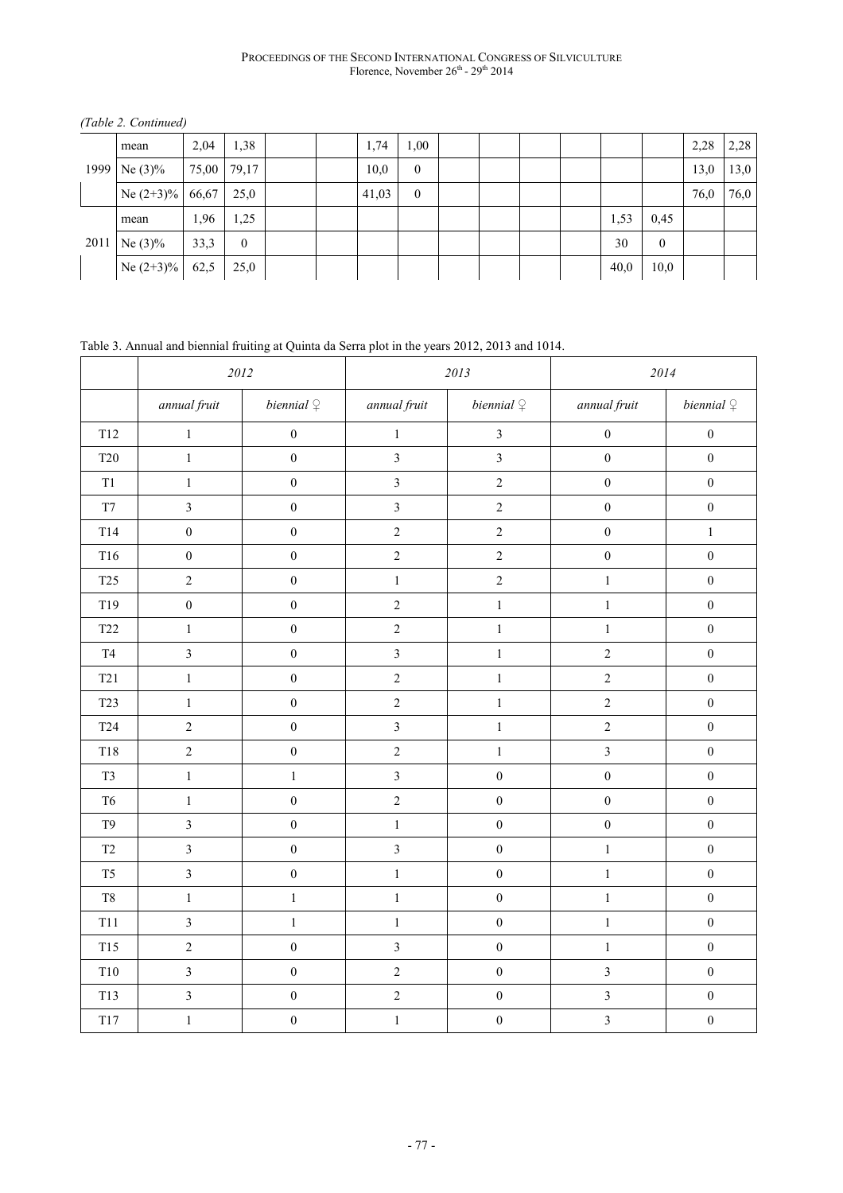*(Table 2. Continued)*

| | | | | | | | | | | | | | | | |
|---|---|---|---|---|---|---|---|---|---|---|---|---|---|---|---|
| 1999 | mean | 2,04 | 1,38 | | | 1,74 | 1,00 | | | | | | | 2,28 | 2,28 |
| | Ne (3)% | 75,00 | 79,17 | | | 10,0 | 0 | | | | | | | 13,0 | 13,0 |
| | Ne (2+3)% | 66,67 | 25,0 | | | 41,03 | 0 | | | | | | | 76,0 | 76,0 |
| 2011 | mean | 1,96 | 1,25 | | | | | | | | | 1,53 | 0,45 | | |
| | Ne (3)% | 33,3 | 0 | | | | | | | | | 30 | 0 | | |
| | Ne (2+3)% | 62,5 | 25,0 | | | | | | | | | 40,0 | 10,0 | | |

Table 3. Annual and biennial fruiting at Quinta da Serra plot in the years 2012, 2013 and 1014.

| | *2012* | | *2013* | | *2014* | |
|---|---|---|---|---|---|---|
| | *annual fruit* | *biennial ♀* | *annual fruit* | *biennial ♀* | *annual fruit* | *biennial ♀* |
| T12 | 1 | 0 | 1 | 3 | 0 | 0 |
| T20 | 1 | 0 | 3 | 3 | 0 | 0 |
| T1 | 1 | 0 | 3 | 2 | 0 | 0 |
| T7 | 3 | 0 | 3 | 2 | 0 | 0 |
| T14 | 0 | 0 | 2 | 2 | 0 | 1 |
| T16 | 0 | 0 | 2 | 2 | 0 | 0 |
| T25 | 2 | 0 | 1 | 2 | 1 | 0 |
| T19 | 0 | 0 | 2 | 1 | 1 | 0 |
| T22 | 1 | 0 | 2 | 1 | 1 | 0 |
| T4 | 3 | 0 | 3 | 1 | 2 | 0 |
| T21 | 1 | 0 | 2 | 1 | 2 | 0 |
| T23 | 1 | 0 | 2 | 1 | 2 | 0 |
| T24 | 2 | 0 | 3 | 1 | 2 | 0 |
| T18 | 2 | 0 | 2 | 1 | 3 | 0 |
| T3 | 1 | 1 | 3 | 0 | 0 | 0 |
| T6 | 1 | 0 | 2 | 0 | 0 | 0 |
| T9 | 3 | 0 | 1 | 0 | 0 | 0 |
| T2 | 3 | 0 | 3 | 0 | 1 | 0 |
| T5 | 3 | 0 | 1 | 0 | 1 | 0 |
| T8 | 1 | 1 | 1 | 0 | 1 | 0 |
| T11 | 3 | 1 | 1 | 0 | 1 | 0 |
| T15 | 2 | 0 | 3 | 0 | 1 | 0 |
| T10 | 3 | 0 | 2 | 0 | 3 | 0 |
| T13 | 3 | 0 | 2 | 0 | 3 | 0 |
| T17 | 1 | 0 | 1 | 0 | 3 | 0 |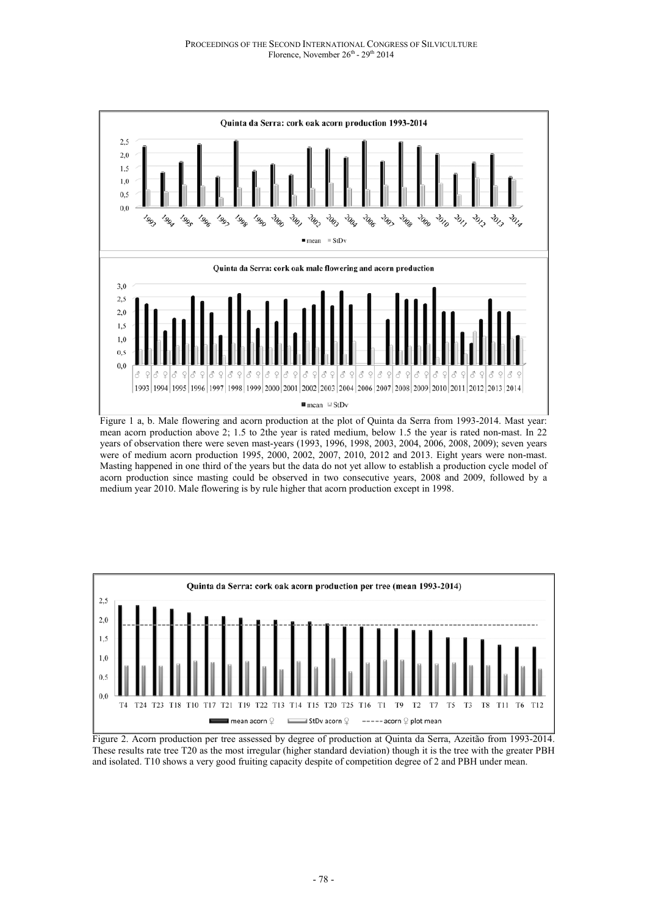Quinta da Serra: cork oak acorn production 1993-2014

2,5
2,0
1,5
1,0
0,5
0,0

1993 1994 1995 1996 1997 1998 1999 2000 2001 2002 2003 2004 2006 2007 2008 2009 2010 2011 2012 2013 2014

■ mean ■ StDv

Quinta da Serra: cork oak male flowering and acorn production

3,0
2,5
2,0
1,5
1,0
0,5
0,0

♂ ♀ ♂ ♀ ♂ ♀ ♂ ♀ ♂ ♀ ♂ ♀ ♂ ♀ ♂ ♀ ♂ ♀ ♂ ♀ ♂ ♀ ♂ ♀ ♂ ♀ ♂ ♀ ♂ ♀ ♂ ♀ ♂ ♀ ♂ ♀ ♂ ♀ ♂ ♀ ♂ ♀

1993 1994 1995 1996 1997 1998 1999 2000 2001 2002 2003 2004 2006 2007 2008 2009 2010 2011 2012 2013 2014

■ mean ■ StDv

Figure 1 a, b. Male flowering and acorn production at the plot of Quinta da Serra from 1993-2014. Mast year: mean acorn production above 2; 1.5 to 2the year is rated medium, below 1.5 the year is rated non-mast. In 22 years of observation there were seven mast-years (1993, 1996, 1998, 2003, 2004, 2006, 2008, 2009); seven years were of medium acorn production 1995, 2000, 2002, 2007, 2010, 2012 and 2013. Eight years were non-mast. Masting happened in one third of the years but the data do not yet allow to establish a production cycle model of acorn production since masting could be observed in two consecutive years, 2008 and 2009, followed by a medium year 2010. Male flowering is by rule higher that acorn production except in 1998.

Quinta da Serra: cork oak acorn production per tree (mean 1993-2014)

2,5
2,0
1,5
1,0
0,5
0,0

T4 T24 T23 T18 T10 T17 T21 T19 T22 T13 T14 T15 T20 T25 T16 T1 T9 T2 T7 T5 T3 T8 T11 T6 T12

mean acorn ♀ StDv acorn ♀ acorn ♀ plot mean

Figure 2. Acorn production per tree assessed by degree of production at Quinta da Serra, Azeitão from 1993-2014. These results rate tree T20 as the most irregular (higher standard deviation) though it is the tree with the greater PBH and isolated. T10 shows a very good fruiting capacity despite of competition degree of 2 and PBH under mean.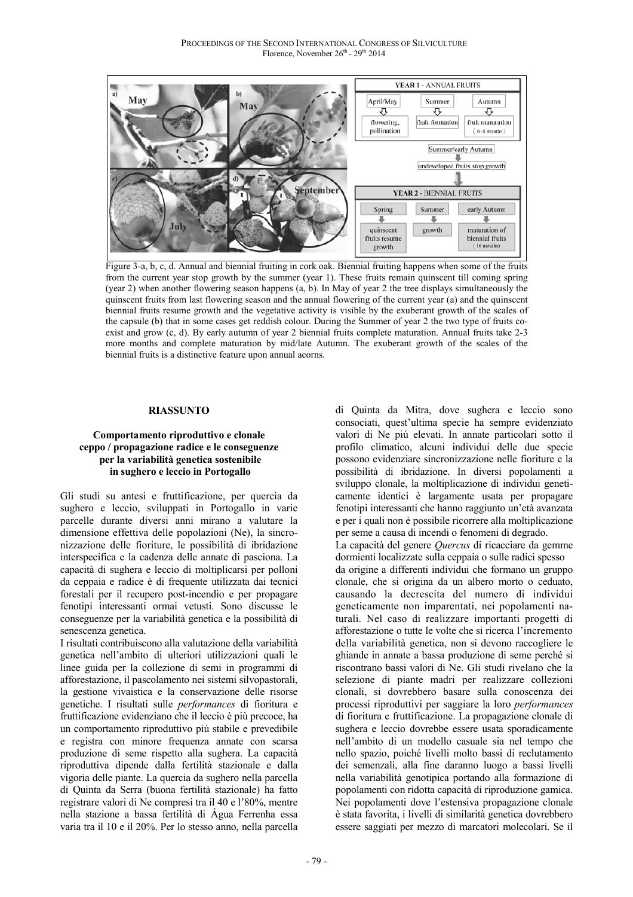YEAR 1 - ANNUAL FRUITS

April/May → flowering, pollination

Summer → fruit formation

Autumn → fruit maturation (6-8 months)

Summer/early Autumn → undeveloped fruits stop growth

YEAR 2 - BIENNIAL FRUITS

Spring → quinscent fruits resume growth

Summer → growth

early Autumn → maturation of biennial fruits (16 mouths)

a) May

b) May

c) July

d) September

Figure 3-a, b, c, d. Annual and biennial fruiting in cork oak. Biennial fruiting happens when some of the fruits from the current year stop growth by the summer (year 1). These fruits remain quinscent till coming spring (year 2) when another flowering season happens (a, b). In May of year 2 the tree displays simultaneously the quinscent fruits from last flowering season and the annual flowering of the current year (a) and the quinscent biennial fruits resume growth and the vegetative activity is visible by the exuberant growth of the scales of the capsule (b) that in some cases get reddish colour. During the Summer of year 2 the two type of fruits co-exist and grow (c, d). By early autumn of year 2 biennial fruits complete maturation. Annual fruits take 2-3 more months and complete maturation by mid/late Autumn. The exuberant growth of the scales of the biennial fruits is a distinctive feature upon annual acorns.

## RIASSUNTO

### Comportamento riproduttivo e clonale ceppo / propagazione radice e le conseguenze per la variabilità genetica sostenibile in sughero e leccio in Portogallo

Gli studi su antesi e fruttificazione, per quercia da sughero e leccio, sviluppati in Portogallo in varie parcelle durante diversi anni mirano a valutare la dimensione effettiva delle popolazioni (Ne), la sincronizzazione delle fioriture, le possibilità di ibridazione interspecifica e la conservazione delle risorse genetiche e la cadenza delle annate di pasciona. La capacità di sughera e leccio di moltiplicarsi per polloni da ceppaia e radice è di frequente utilizzata dai tecnici forestali per il recupero post-incendio e per propagare fenotipi interessanti ormai vetusti. Sono discusse le conseguenze per la variabilità genetica e la possibilità di senescenza genetica.

I risultati contribuiscono alla valutazione della variabilità genetica nell'ambito di ulteriori utilizzazioni quali le linee guida per la collezione di semi in programmi di afforestazione, il pascolamento nei sistemi silvopastorali, la gestione vivaistica e la conservazione delle risorse genetiche. I risultati sulle *performances* di fioritura e fruttificazione evidenziano che il leccio è più precoce, ha un comportamento riproduttivo più stabile e prevedibile e registra con minore frequenza annate con scarsa produzione di seme rispetto alla sughera. La capacità riproduttiva dipende dalla fertilità stazionale e dalla vigoria delle piante. La quercia da sughero nella parcella di Quinta da Serra (buona fertilità stazionale) ha fatto registrare valori di Ne compresi tra il 40 e l'80%, mentre nella stazione a bassa fertilità di Água Ferrenha essa varia tra il 10 e il 20%. Per lo stesso anno, nella parcella di Quinta da Mitra, dove sughera e leccio sono consociati, quest'ultima specie ha sempre evidenziato valori di Ne più elevati. In annate particolari sotto il profilo climatico, alcuni individui delle due specie possono evidenziare sincronizzazione nelle fioriture e la possibilità di ibridazione. In diversi popolamenti a sviluppo clonale, la moltiplicazione di individui geneticamente identici è largamente usata per propagare fenotipi interessanti che hanno raggiunto un'età avanzata e per i quali non è possibile ricorrere alla moltiplicazione per seme a causa di incendi o fenomeni di degrado.

La capacità del genere *Quercus* di ricacciare da gemme dormienti localizzate sulla ceppaia o sulle radici spesso da origine a differenti individui che formano un gruppo clonale, che si origina da un albero morto o ceduato, causando la decrescita del numero di individui geneticamente non imparentati, nei popolamenti naturali. Nel caso di realizzare importanti progetti di afforestazione o tutte le volte che si ricerca l'incremento della variabilità genetica, non si devono raccogliere le ghiande in annate a bassa produzione di seme perché si riscontrano bassi valori di Ne. Gli studi rivelano che la selezione di piante madri per realizzare collezioni clonali, si dovrebbero basare sulla conoscenza dei processi riproduttivi per saggiare la loro *performances* di fioritura e fruttificazione. La propagazione clonale di sughera e leccio dovrebbe essere usata sporadicamente nell'ambito di un modello casuale sia nel tempo che nello spazio, poiché livelli molto bassi di reclutamento dei semenzali, alla fine daranno luogo a bassi livelli nella variabilità genotipica portando alla formazione di popolamenti con ridotta capacità di riproduzione gamica. Nei popolamenti dove l'estensiva propagazione clonale è stata favorita, i livelli di similarità genetica dovrebbero essere saggiati per mezzo di marcatori molecolari. Se il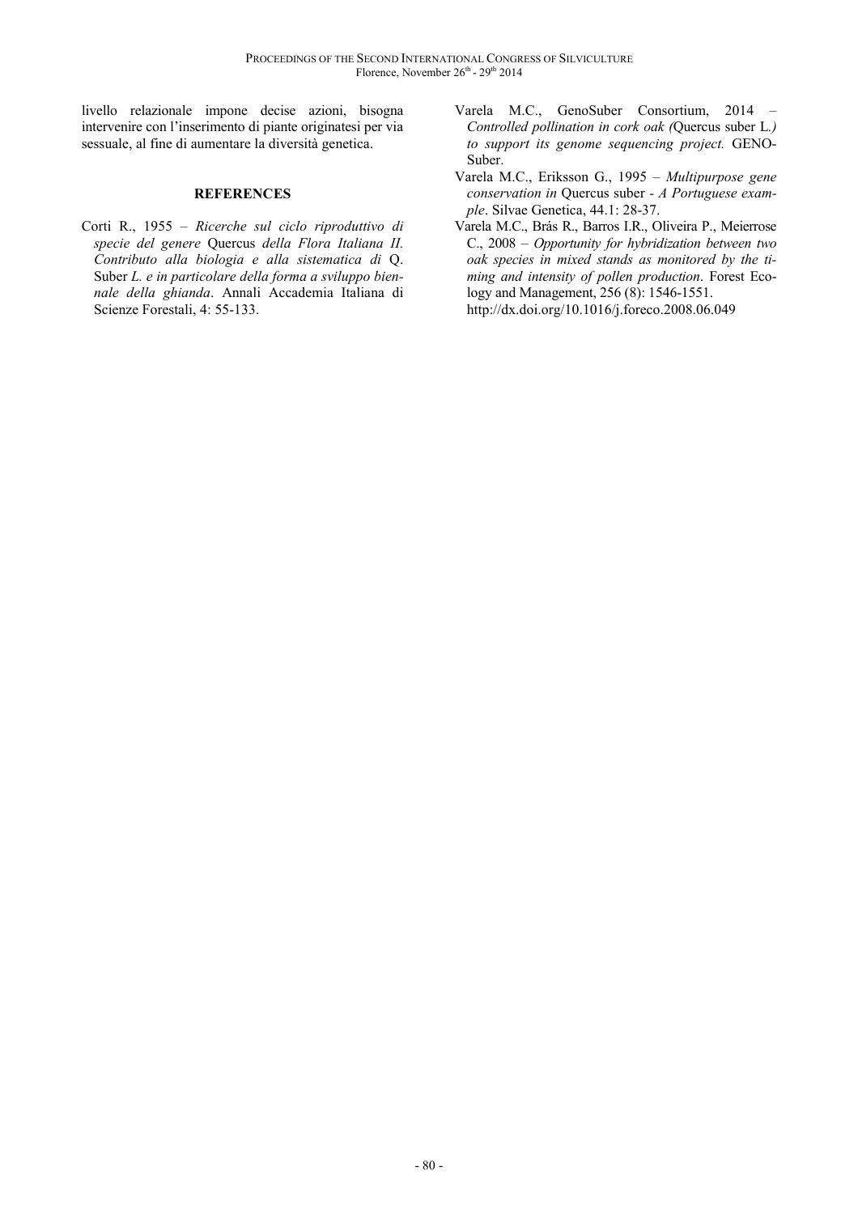livello relazionale impone decise azioni, bisogna intervenire con l'inserimento di piante originatesi per via sessuale, al fine di aumentare la diversità genetica.

## REFERENCES

Corti R., 1955 – *Ricerche sul ciclo riproduttivo di specie del genere* Quercus *della Flora Italiana II. Contributo alla biologia e alla sistematica di* Q. Suber *L. e in particolare della forma a sviluppo biennale della ghianda*. Annali Accademia Italiana di Scienze Forestali, 4: 55-133.

Varela M.C., GenoSuber Consortium, 2014 – *Controlled pollination in cork oak (*Quercus suber L.*) to support its genome sequencing project.* GENO-Suber.

Varela M.C., Eriksson G., 1995 – *Multipurpose gene conservation in* Quercus suber *- A Portuguese example*. Silvae Genetica, 44.1: 28-37.

Varela M.C., Brás R., Barros I.R., Oliveira P., Meierrose C., 2008 – *Opportunity for hybridization between two oak species in mixed stands as monitored by the timing and intensity of pollen production*. Forest Ecology and Management, 256 (8): 1546-1551. http://dx.doi.org/10.1016/j.foreco.2008.06.049